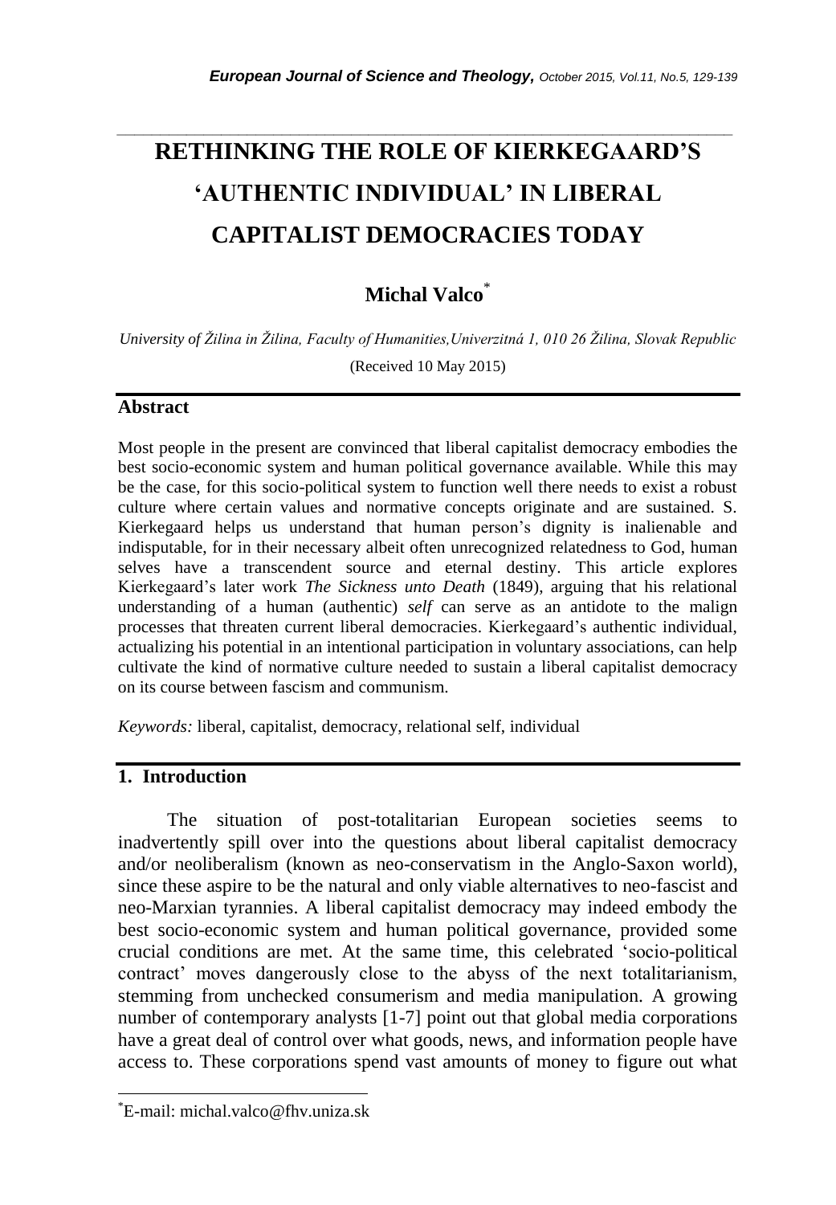# RETHINKING THE ROLE OF KIERKEGAARD'S 'AUTHENTIC INDIVIDUAL' IN LIBERAL CAPITALIST DEMOCRACIES TODAY

**Michal Valco***

*University of Žilina in Žilina, Faculty of Humanities,Univerzitná 1, 010 26 Žilina, Slovak Republic*

(Received 10 May 2015)

## Abstract

Most people in the present are convinced that liberal capitalist democracy embodies the best socio-economic system and human political governance available. While this may be the case, for this socio-political system to function well there needs to exist a robust culture where certain values and normative concepts originate and are sustained. S. Kierkegaard helps us understand that human person's dignity is inalienable and indisputable, for in their necessary albeit often unrecognized relatedness to God, human selves have a transcendent source and eternal destiny. This article explores Kierkegaard's later work *The Sickness unto Death* (1849), arguing that his relational understanding of a human (authentic) *self* can serve as an antidote to the malign processes that threaten current liberal democracies. Kierkegaard's authentic individual, actualizing his potential in an intentional participation in voluntary associations, can help cultivate the kind of normative culture needed to sustain a liberal capitalist democracy on its course between fascism and communism.

*Keywords:* liberal, capitalist, democracy, relational self, individual

## 1. Introduction

The situation of post-totalitarian European societies seems to inadvertently spill over into the questions about liberal capitalist democracy and/or neoliberalism (known as neo-conservatism in the Anglo-Saxon world), since these aspire to be the natural and only viable alternatives to neo-fascist and neo-Marxian tyrannies. A liberal capitalist democracy may indeed embody the best socio-economic system and human political governance, provided some crucial conditions are met. At the same time, this celebrated 'socio-political contract' moves dangerously close to the abyss of the next totalitarianism, stemming from unchecked consumerism and media manipulation. A growing number of contemporary analysts [1-7] point out that global media corporations have a great deal of control over what goods, news, and information people have access to. These corporations spend vast amounts of money to figure out what

*E-mail: michal.valco@fhv.uniza.sk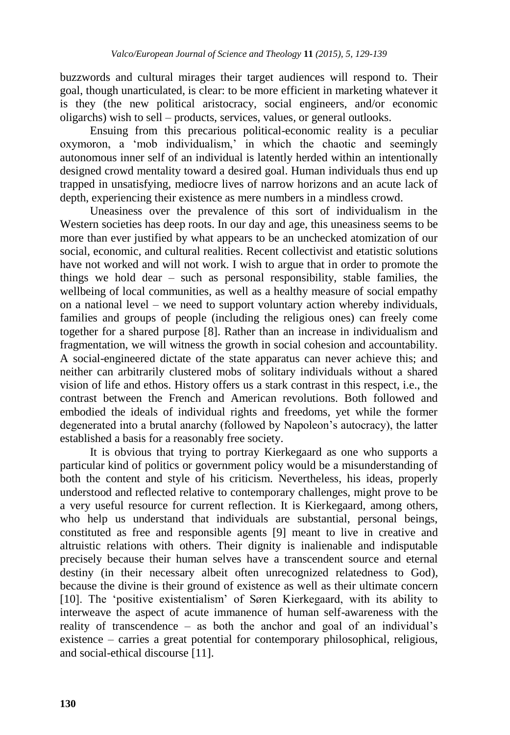buzzwords and cultural mirages their target audiences will respond to. Their goal, though unarticulated, is clear: to be more efficient in marketing whatever it is they (the new political aristocracy, social engineers, and/or economic oligarchs) wish to sell – products, services, values, or general outlooks.

Ensuing from this precarious political-economic reality is a peculiar oxymoron, a 'mob individualism,' in which the chaotic and seemingly autonomous inner self of an individual is latently herded within an intentionally designed crowd mentality toward a desired goal. Human individuals thus end up trapped in unsatisfying, mediocre lives of narrow horizons and an acute lack of depth, experiencing their existence as mere numbers in a mindless crowd.

Uneasiness over the prevalence of this sort of individualism in the Western societies has deep roots. In our day and age, this uneasiness seems to be more than ever justified by what appears to be an unchecked atomization of our social, economic, and cultural realities. Recent collectivist and etatistic solutions have not worked and will not work. I wish to argue that in order to promote the things we hold dear – such as personal responsibility, stable families, the wellbeing of local communities, as well as a healthy measure of social empathy on a national level – we need to support voluntary action whereby individuals, families and groups of people (including the religious ones) can freely come together for a shared purpose [8]. Rather than an increase in individualism and fragmentation, we will witness the growth in social cohesion and accountability. A social-engineered dictate of the state apparatus can never achieve this; and neither can arbitrarily clustered mobs of solitary individuals without a shared vision of life and ethos. History offers us a stark contrast in this respect, i.e., the contrast between the French and American revolutions. Both followed and embodied the ideals of individual rights and freedoms, yet while the former degenerated into a brutal anarchy (followed by Napoleon's autocracy), the latter established a basis for a reasonably free society.

It is obvious that trying to portray Kierkegaard as one who supports a particular kind of politics or government policy would be a misunderstanding of both the content and style of his criticism. Nevertheless, his ideas, properly understood and reflected relative to contemporary challenges, might prove to be a very useful resource for current reflection. It is Kierkegaard, among others, who help us understand that individuals are substantial, personal beings, constituted as free and responsible agents [9] meant to live in creative and altruistic relations with others. Their dignity is inalienable and indisputable precisely because their human selves have a transcendent source and eternal destiny (in their necessary albeit often unrecognized relatedness to God), because the divine is their ground of existence as well as their ultimate concern [10]. The 'positive existentialism' of Søren Kierkegaard, with its ability to interweave the aspect of acute immanence of human self-awareness with the reality of transcendence – as both the anchor and goal of an individual's existence – carries a great potential for contemporary philosophical, religious, and social-ethical discourse [11].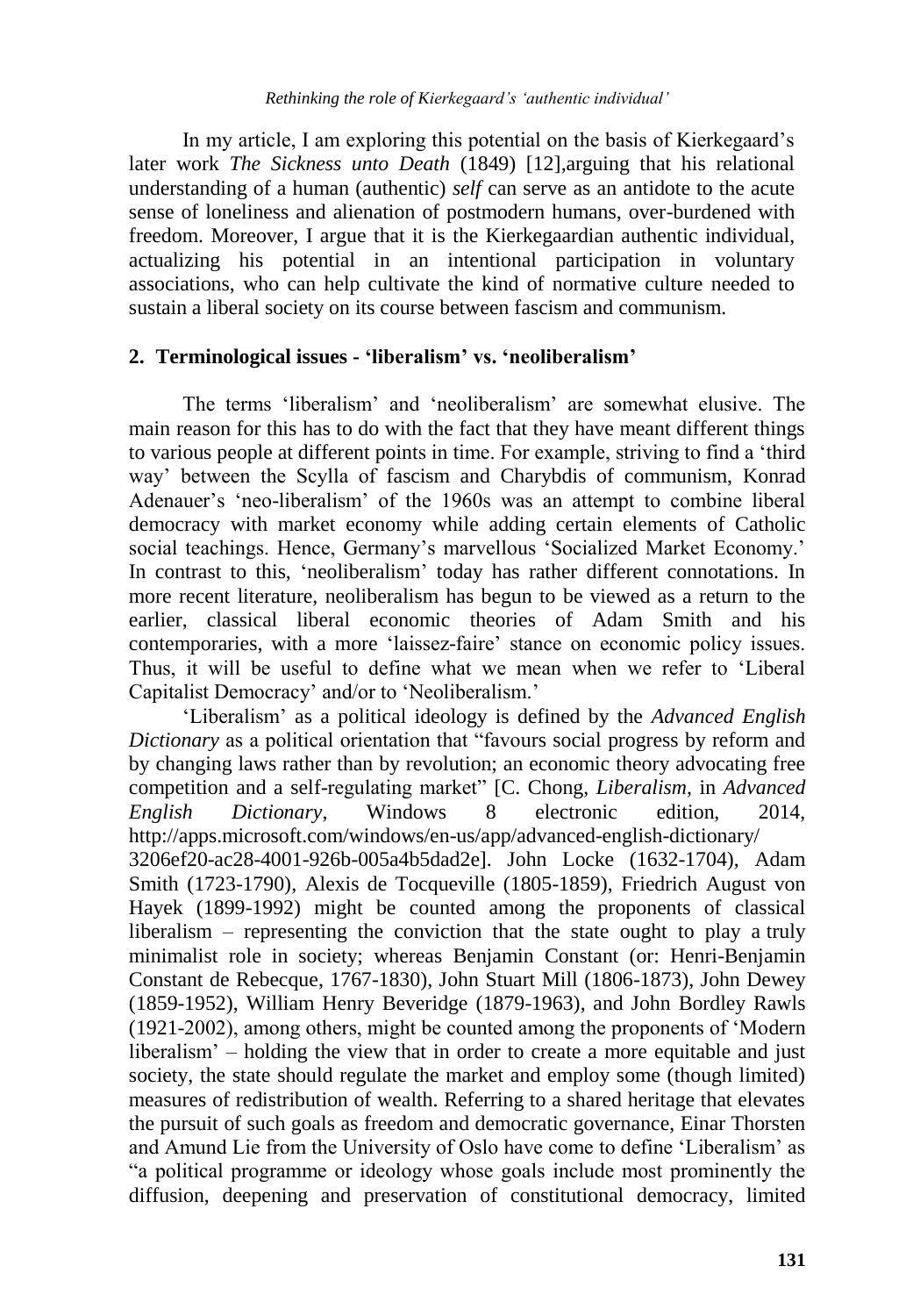In my article, I am exploring this potential on the basis of Kierkegaard's later work *The Sickness unto Death* (1849) [12],arguing that his relational understanding of a human (authentic) *self* can serve as an antidote to the acute sense of loneliness and alienation of postmodern humans, over-burdened with freedom. Moreover, I argue that it is the Kierkegaardian authentic individual, actualizing his potential in an intentional participation in voluntary associations, who can help cultivate the kind of normative culture needed to sustain a liberal society on its course between fascism and communism.

## 2. Terminological issues - 'liberalism' vs. 'neoliberalism'

The terms 'liberalism' and 'neoliberalism' are somewhat elusive. The main reason for this has to do with the fact that they have meant different things to various people at different points in time. For example, striving to find a 'third way' between the Scylla of fascism and Charybdis of communism, Konrad Adenauer's 'neo-liberalism' of the 1960s was an attempt to combine liberal democracy with market economy while adding certain elements of Catholic social teachings. Hence, Germany's marvellous 'Socialized Market Economy.' In contrast to this, 'neoliberalism' today has rather different connotations. In more recent literature, neoliberalism has begun to be viewed as a return to the earlier, classical liberal economic theories of Adam Smith and his contemporaries, with a more 'laissez-faire' stance on economic policy issues. Thus, it will be useful to define what we mean when we refer to 'Liberal Capitalist Democracy' and/or to 'Neoliberalism.'

'Liberalism' as a political ideology is defined by the *Advanced English Dictionary* as a political orientation that "favours social progress by reform and by changing laws rather than by revolution; an economic theory advocating free competition and a self-regulating market" [C. Chong, *Liberalism*, in *Advanced English Dictionary*, Windows 8 electronic edition, 2014, http://apps.microsoft.com/windows/en-us/app/advanced-english-dictionary/3206ef20-ac28-4001-926b-005a4b5dad2e]. John Locke (1632-1704), Adam Smith (1723-1790), Alexis de Tocqueville (1805-1859), Friedrich August von Hayek (1899-1992) might be counted among the proponents of classical liberalism – representing the conviction that the state ought to play a truly minimalist role in society; whereas Benjamin Constant (or: Henri-Benjamin Constant de Rebecque, 1767-1830), John Stuart Mill (1806-1873), John Dewey (1859-1952), William Henry Beveridge (1879-1963), and John Bordley Rawls (1921-2002), among others, might be counted among the proponents of 'Modern liberalism' – holding the view that in order to create a more equitable and just society, the state should regulate the market and employ some (though limited) measures of redistribution of wealth. Referring to a shared heritage that elevates the pursuit of such goals as freedom and democratic governance, Einar Thorsten and Amund Lie from the University of Oslo have come to define 'Liberalism' as "a political programme or ideology whose goals include most prominently the diffusion, deepening and preservation of constitutional democracy, limited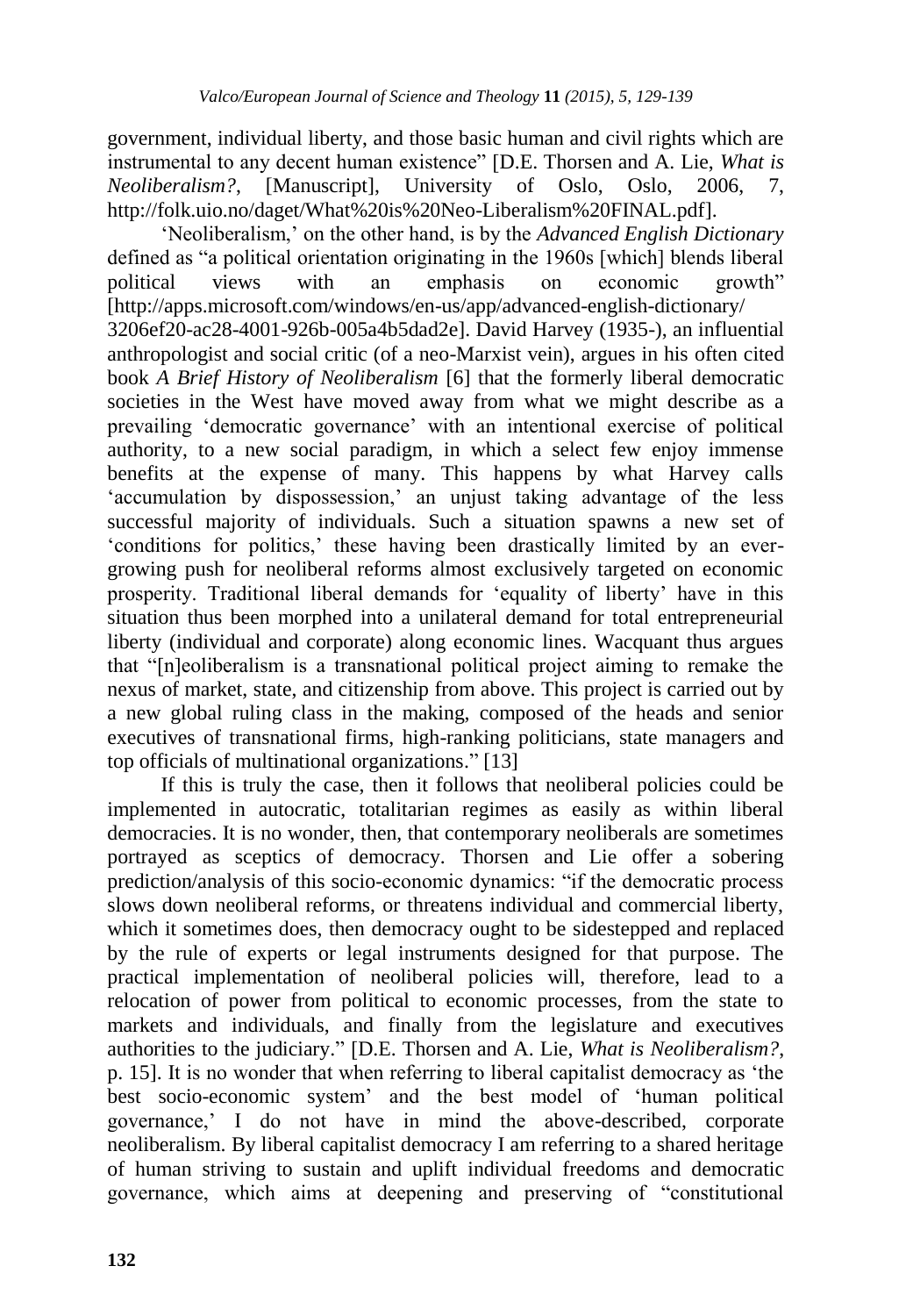government, individual liberty, and those basic human and civil rights which are instrumental to any decent human existence" [D.E. Thorsen and A. Lie, *What is Neoliberalism?*, [Manuscript], University of Oslo, Oslo, 2006, 7, http://folk.uio.no/daget/What%20is%20Neo-Liberalism%20FINAL.pdf].

'Neoliberalism,' on the other hand, is by the *Advanced English Dictionary* defined as "a political orientation originating in the 1960s [which] blends liberal political views with an emphasis on economic growth" [http://apps.microsoft.com/windows/en-us/app/advanced-english-dictionary/3206ef20-ac28-4001-926b-005a4b5dad2e]. David Harvey (1935-), an influential anthropologist and social critic (of a neo-Marxist vein), argues in his often cited book *A Brief History of Neoliberalism* [6] that the formerly liberal democratic societies in the West have moved away from what we might describe as a prevailing 'democratic governance' with an intentional exercise of political authority, to a new social paradigm, in which a select few enjoy immense benefits at the expense of many. This happens by what Harvey calls 'accumulation by dispossession,' an unjust taking advantage of the less successful majority of individuals. Such a situation spawns a new set of 'conditions for politics,' these having been drastically limited by an ever-growing push for neoliberal reforms almost exclusively targeted on economic prosperity. Traditional liberal demands for 'equality of liberty' have in this situation thus been morphed into a unilateral demand for total entrepreneurial liberty (individual and corporate) along economic lines. Wacquant thus argues that "[n]eoliberalism is a transnational political project aiming to remake the nexus of market, state, and citizenship from above. This project is carried out by a new global ruling class in the making, composed of the heads and senior executives of transnational firms, high-ranking politicians, state managers and top officials of multinational organizations." [13]

If this is truly the case, then it follows that neoliberal policies could be implemented in autocratic, totalitarian regimes as easily as within liberal democracies. It is no wonder, then, that contemporary neoliberals are sometimes portrayed as sceptics of democracy. Thorsen and Lie offer a sobering prediction/analysis of this socio-economic dynamics: "if the democratic process slows down neoliberal reforms, or threatens individual and commercial liberty, which it sometimes does, then democracy ought to be sidestepped and replaced by the rule of experts or legal instruments designed for that purpose. The practical implementation of neoliberal policies will, therefore, lead to a relocation of power from political to economic processes, from the state to markets and individuals, and finally from the legislature and executives authorities to the judiciary." [D.E. Thorsen and A. Lie, *What is Neoliberalism?*, p. 15]. It is no wonder that when referring to liberal capitalist democracy as 'the best socio-economic system' and the best model of 'human political governance,' I do not have in mind the above-described, corporate neoliberalism. By liberal capitalist democracy I am referring to a shared heritage of human striving to sustain and uplift individual freedoms and democratic governance, which aims at deepening and preserving of "constitutional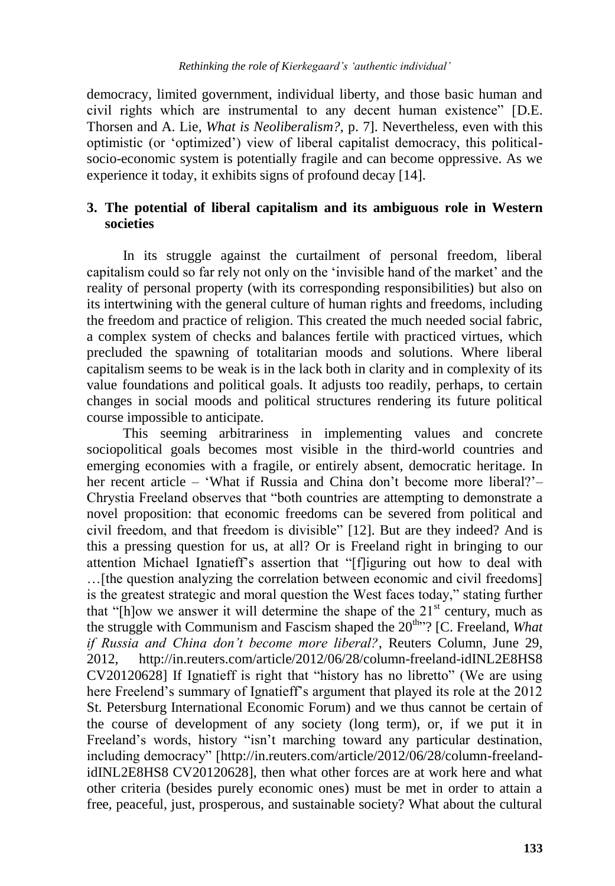democracy, limited government, individual liberty, and those basic human and civil rights which are instrumental to any decent human existence" [D.E. Thorsen and A. Lie, *What is Neoliberalism?*, p. 7]. Nevertheless, even with this optimistic (or 'optimized') view of liberal capitalist democracy, this political-socio-economic system is potentially fragile and can become oppressive. As we experience it today, it exhibits signs of profound decay [14].

## 3. The potential of liberal capitalism and its ambiguous role in Western societies

In its struggle against the curtailment of personal freedom, liberal capitalism could so far rely not only on the 'invisible hand of the market' and the reality of personal property (with its corresponding responsibilities) but also on its intertwining with the general culture of human rights and freedoms, including the freedom and practice of religion. This created the much needed social fabric, a complex system of checks and balances fertile with practiced virtues, which precluded the spawning of totalitarian moods and solutions. Where liberal capitalism seems to be weak is in the lack both in clarity and in complexity of its value foundations and political goals. It adjusts too readily, perhaps, to certain changes in social moods and political structures rendering its future political course impossible to anticipate.

This seeming arbitrariness in implementing values and concrete sociopolitical goals becomes most visible in the third-world countries and emerging economies with a fragile, or entirely absent, democratic heritage. In her recent article – 'What if Russia and China don't become more liberal?'– Chrystia Freeland observes that "both countries are attempting to demonstrate a novel proposition: that economic freedoms can be severed from political and civil freedom, and that freedom is divisible" [12]. But are they indeed? And is this a pressing question for us, at all? Or is Freeland right in bringing to our attention Michael Ignatieff's assertion that "[f]iguring out how to deal with …[the question analyzing the correlation between economic and civil freedoms] is the greatest strategic and moral question the West faces today," stating further that "[h]ow we answer it will determine the shape of the 21st century, much as the struggle with Communism and Fascism shaped the 20th"? [C. Freeland, *What if Russia and China don't become more liberal?*, Reuters Column, June 29, 2012, http://in.reuters.com/article/2012/06/28/column-freeland-idINL2E8HS8 CV20120628] If Ignatieff is right that "history has no libretto" (We are using here Freelend's summary of Ignatieff's argument that played its role at the 2012 St. Petersburg International Economic Forum) and we thus cannot be certain of the course of development of any society (long term), or, if we put it in Freeland's words, history "isn't marching toward any particular destination, including democracy" [http://in.reuters.com/article/2012/06/28/column-freeland-idINL2E8HS8 CV20120628], then what other forces are at work here and what other criteria (besides purely economic ones) must be met in order to attain a free, peaceful, just, prosperous, and sustainable society? What about the cultural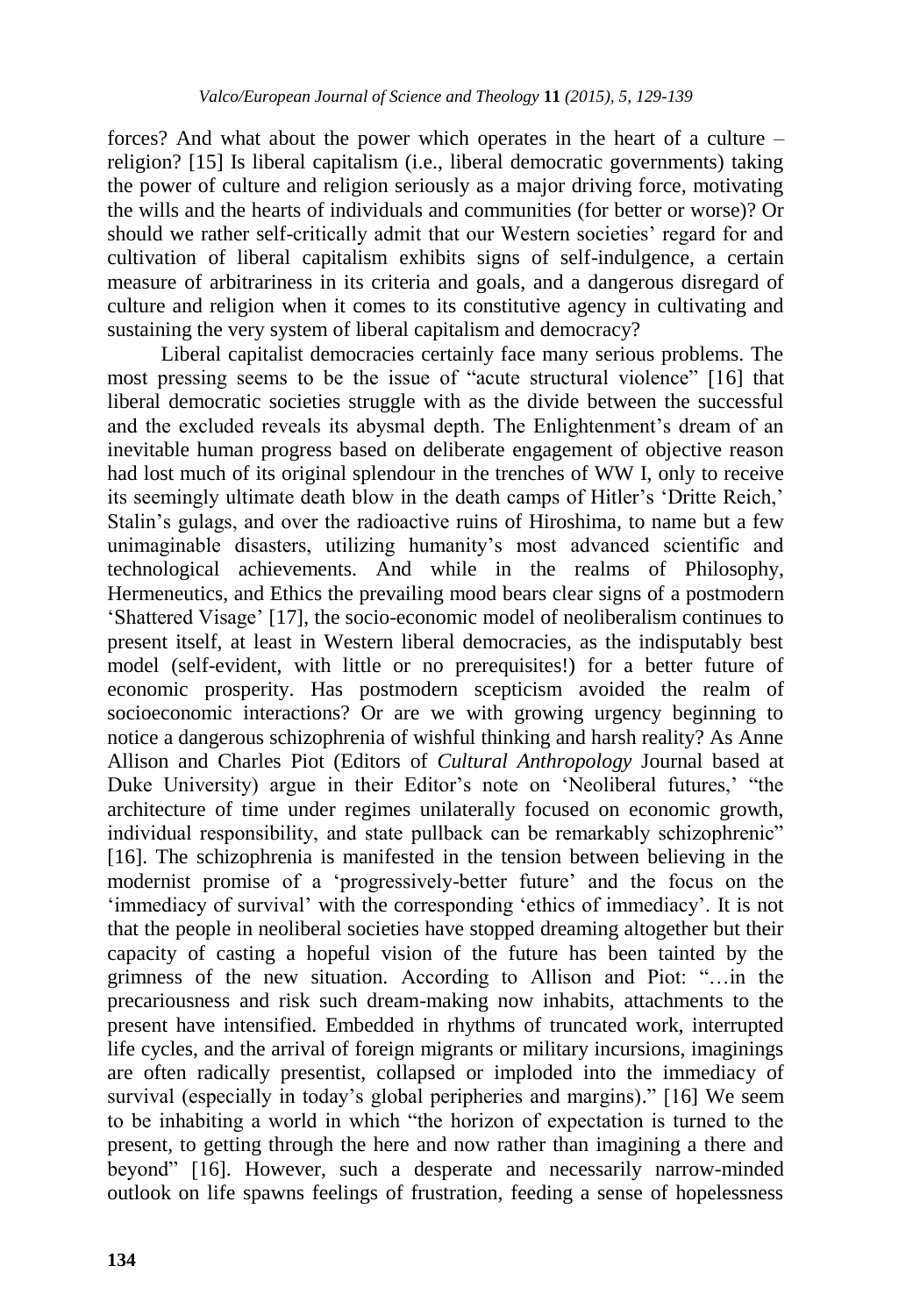forces? And what about the power which operates in the heart of a culture – religion? [15] Is liberal capitalism (i.e., liberal democratic governments) taking the power of culture and religion seriously as a major driving force, motivating the wills and the hearts of individuals and communities (for better or worse)? Or should we rather self-critically admit that our Western societies' regard for and cultivation of liberal capitalism exhibits signs of self-indulgence, a certain measure of arbitrariness in its criteria and goals, and a dangerous disregard of culture and religion when it comes to its constitutive agency in cultivating and sustaining the very system of liberal capitalism and democracy?

Liberal capitalist democracies certainly face many serious problems. The most pressing seems to be the issue of "acute structural violence" [16] that liberal democratic societies struggle with as the divide between the successful and the excluded reveals its abysmal depth. The Enlightenment's dream of an inevitable human progress based on deliberate engagement of objective reason had lost much of its original splendour in the trenches of WW I, only to receive its seemingly ultimate death blow in the death camps of Hitler's 'Dritte Reich,' Stalin's gulags, and over the radioactive ruins of Hiroshima, to name but a few unimaginable disasters, utilizing humanity's most advanced scientific and technological achievements. And while in the realms of Philosophy, Hermeneutics, and Ethics the prevailing mood bears clear signs of a postmodern 'Shattered Visage' [17], the socio-economic model of neoliberalism continues to present itself, at least in Western liberal democracies, as the indisputably best model (self-evident, with little or no prerequisites!) for a better future of economic prosperity. Has postmodern scepticism avoided the realm of socioeconomic interactions? Or are we with growing urgency beginning to notice a dangerous schizophrenia of wishful thinking and harsh reality? As Anne Allison and Charles Piot (Editors of *Cultural Anthropology* Journal based at Duke University) argue in their Editor's note on 'Neoliberal futures,' "the architecture of time under regimes unilaterally focused on economic growth, individual responsibility, and state pullback can be remarkably schizophrenic" [16]. The schizophrenia is manifested in the tension between believing in the modernist promise of a 'progressively-better future' and the focus on the 'immediacy of survival' with the corresponding 'ethics of immediacy'. It is not that the people in neoliberal societies have stopped dreaming altogether but their capacity of casting a hopeful vision of the future has been tainted by the grimness of the new situation. According to Allison and Piot: "…in the precariousness and risk such dream-making now inhabits, attachments to the present have intensified. Embedded in rhythms of truncated work, interrupted life cycles, and the arrival of foreign migrants or military incursions, imaginings are often radically presentist, collapsed or imploded into the immediacy of survival (especially in today's global peripheries and margins)." [16] We seem to be inhabiting a world in which "the horizon of expectation is turned to the present, to getting through the here and now rather than imagining a there and beyond" [16]. However, such a desperate and necessarily narrow-minded outlook on life spawns feelings of frustration, feeding a sense of hopelessness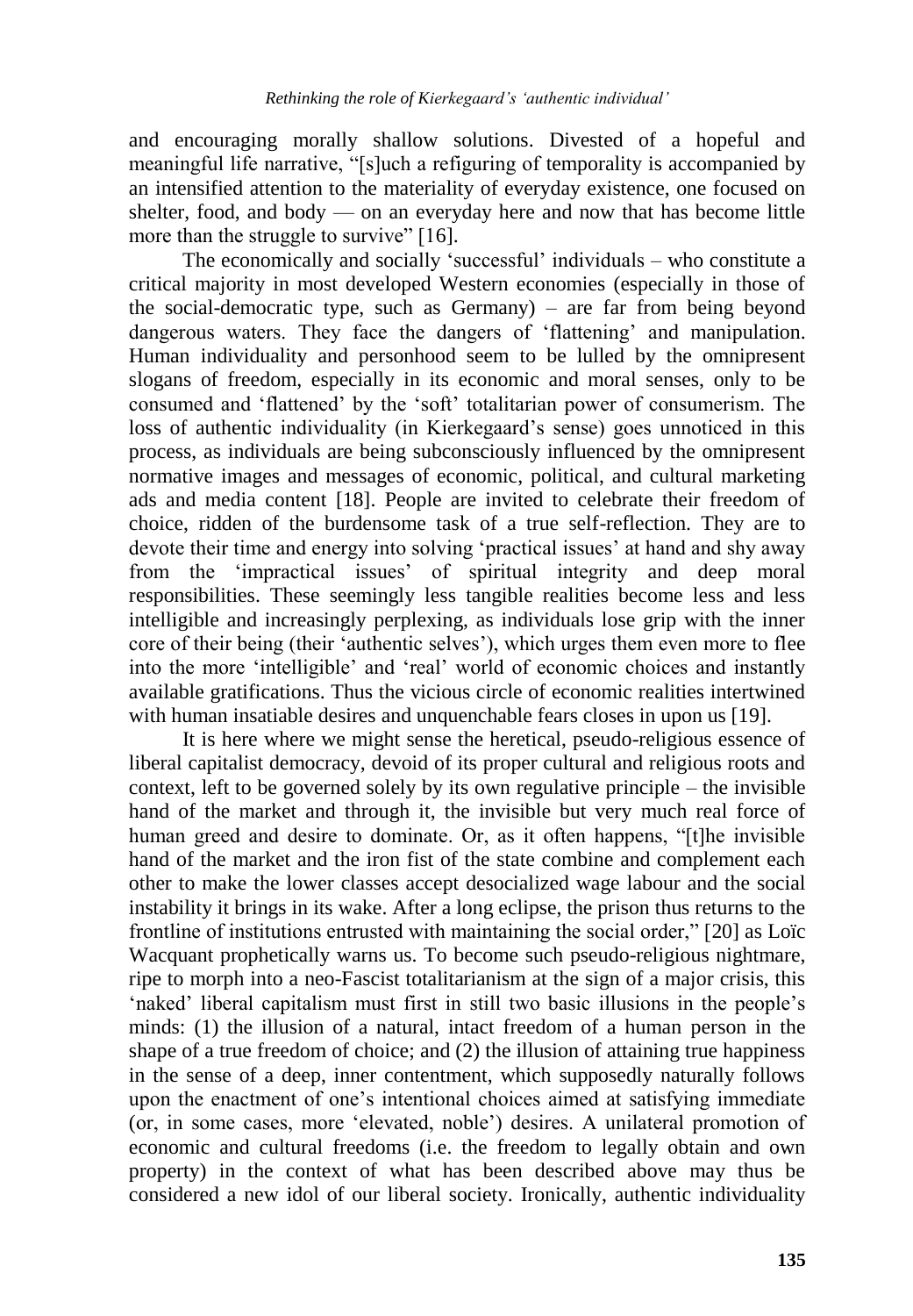and encouraging morally shallow solutions. Divested of a hopeful and meaningful life narrative, "[s]uch a refiguring of temporality is accompanied by an intensified attention to the materiality of everyday existence, one focused on shelter, food, and body — on an everyday here and now that has become little more than the struggle to survive" [16].

The economically and socially 'successful' individuals – who constitute a critical majority in most developed Western economies (especially in those of the social-democratic type, such as Germany) – are far from being beyond dangerous waters. They face the dangers of 'flattening' and manipulation. Human individuality and personhood seem to be lulled by the omnipresent slogans of freedom, especially in its economic and moral senses, only to be consumed and 'flattened' by the 'soft' totalitarian power of consumerism. The loss of authentic individuality (in Kierkegaard's sense) goes unnoticed in this process, as individuals are being subconsciously influenced by the omnipresent normative images and messages of economic, political, and cultural marketing ads and media content [18]. People are invited to celebrate their freedom of choice, ridden of the burdensome task of a true self-reflection. They are to devote their time and energy into solving 'practical issues' at hand and shy away from the 'impractical issues' of spiritual integrity and deep moral responsibilities. These seemingly less tangible realities become less and less intelligible and increasingly perplexing, as individuals lose grip with the inner core of their being (their 'authentic selves'), which urges them even more to flee into the more 'intelligible' and 'real' world of economic choices and instantly available gratifications. Thus the vicious circle of economic realities intertwined with human insatiable desires and unquenchable fears closes in upon us [19].

It is here where we might sense the heretical, pseudo-religious essence of liberal capitalist democracy, devoid of its proper cultural and religious roots and context, left to be governed solely by its own regulative principle – the invisible hand of the market and through it, the invisible but very much real force of human greed and desire to dominate. Or, as it often happens, "[t]he invisible hand of the market and the iron fist of the state combine and complement each other to make the lower classes accept desocialized wage labour and the social instability it brings in its wake. After a long eclipse, the prison thus returns to the frontline of institutions entrusted with maintaining the social order," [20] as Loïc Wacquant prophetically warns us. To become such pseudo-religious nightmare, ripe to morph into a neo-Fascist totalitarianism at the sign of a major crisis, this 'naked' liberal capitalism must first in still two basic illusions in the people's minds: (1) the illusion of a natural, intact freedom of a human person in the shape of a true freedom of choice; and (2) the illusion of attaining true happiness in the sense of a deep, inner contentment, which supposedly naturally follows upon the enactment of one's intentional choices aimed at satisfying immediate (or, in some cases, more 'elevated, noble') desires. A unilateral promotion of economic and cultural freedoms (i.e. the freedom to legally obtain and own property) in the context of what has been described above may thus be considered a new idol of our liberal society. Ironically, authentic individuality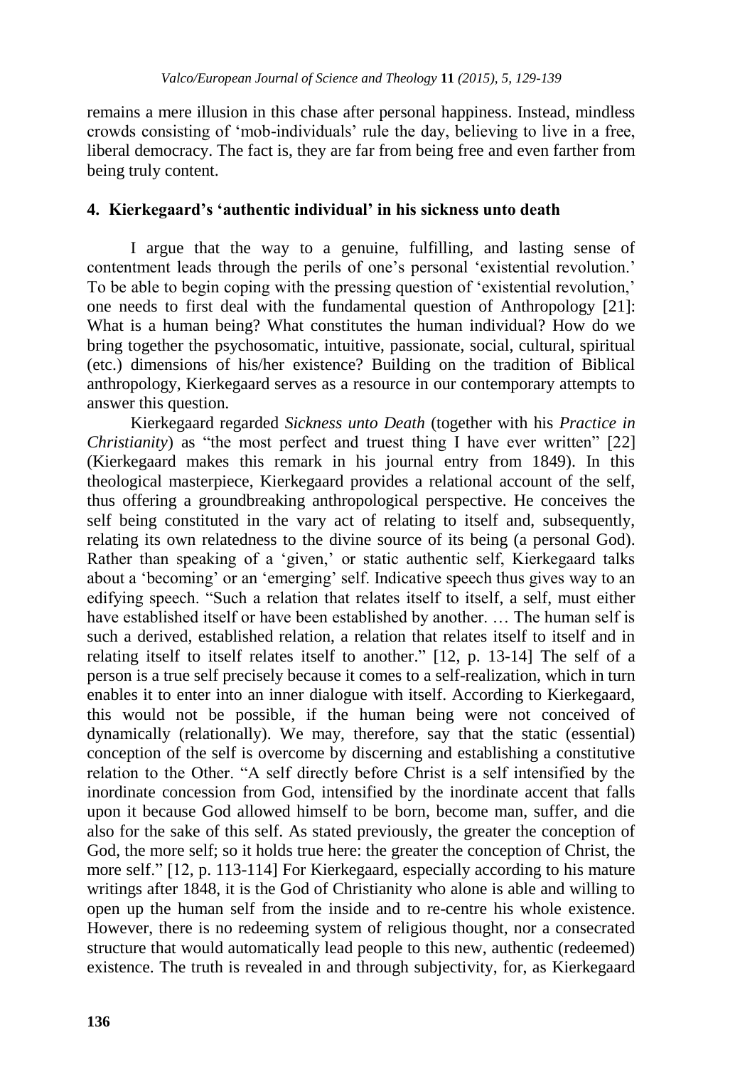remains a mere illusion in this chase after personal happiness. Instead, mindless crowds consisting of 'mob-individuals' rule the day, believing to live in a free, liberal democracy. The fact is, they are far from being free and even farther from being truly content.

## 4. Kierkegaard's 'authentic individual' in his sickness unto death

I argue that the way to a genuine, fulfilling, and lasting sense of contentment leads through the perils of one's personal 'existential revolution.' To be able to begin coping with the pressing question of 'existential revolution,' one needs to first deal with the fundamental question of Anthropology [21]: What is a human being? What constitutes the human individual? How do we bring together the psychosomatic, intuitive, passionate, social, cultural, spiritual (etc.) dimensions of his/her existence? Building on the tradition of Biblical anthropology, Kierkegaard serves as a resource in our contemporary attempts to answer this question.

Kierkegaard regarded *Sickness unto Death* (together with his *Practice in Christianity*) as "the most perfect and truest thing I have ever written" [22] (Kierkegaard makes this remark in his journal entry from 1849). In this theological masterpiece, Kierkegaard provides a relational account of the self, thus offering a groundbreaking anthropological perspective. He conceives the self being constituted in the vary act of relating to itself and, subsequently, relating its own relatedness to the divine source of its being (a personal God). Rather than speaking of a 'given,' or static authentic self, Kierkegaard talks about a 'becoming' or an 'emerging' self. Indicative speech thus gives way to an edifying speech. "Such a relation that relates itself to itself, a self, must either have established itself or have been established by another. … The human self is such a derived, established relation, a relation that relates itself to itself and in relating itself to itself relates itself to another." [12, p. 13-14] The self of a person is a true self precisely because it comes to a self-realization, which in turn enables it to enter into an inner dialogue with itself. According to Kierkegaard, this would not be possible, if the human being were not conceived of dynamically (relationally). We may, therefore, say that the static (essential) conception of the self is overcome by discerning and establishing a constitutive relation to the Other. "A self directly before Christ is a self intensified by the inordinate concession from God, intensified by the inordinate accent that falls upon it because God allowed himself to be born, become man, suffer, and die also for the sake of this self. As stated previously, the greater the conception of God, the more self; so it holds true here: the greater the conception of Christ, the more self." [12, p. 113-114] For Kierkegaard, especially according to his mature writings after 1848, it is the God of Christianity who alone is able and willing to open up the human self from the inside and to re-centre his whole existence. However, there is no redeeming system of religious thought, nor a consecrated structure that would automatically lead people to this new, authentic (redeemed) existence. The truth is revealed in and through subjectivity, for, as Kierkegaard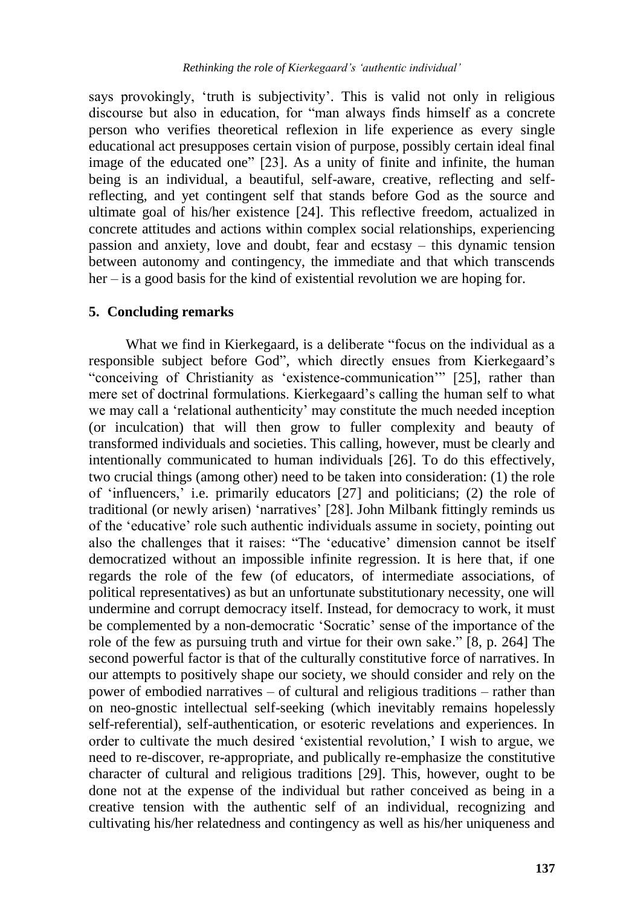says provokingly, 'truth is subjectivity'. This is valid not only in religious discourse but also in education, for "man always finds himself as a concrete person who verifies theoretical reflexion in life experience as every single educational act presupposes certain vision of purpose, possibly certain ideal final image of the educated one" [23]. As a unity of finite and infinite, the human being is an individual, a beautiful, self-aware, creative, reflecting and self-reflecting, and yet contingent self that stands before God as the source and ultimate goal of his/her existence [24]. This reflective freedom, actualized in concrete attitudes and actions within complex social relationships, experiencing passion and anxiety, love and doubt, fear and ecstasy – this dynamic tension between autonomy and contingency, the immediate and that which transcends her – is a good basis for the kind of existential revolution we are hoping for.

## 5. Concluding remarks

What we find in Kierkegaard, is a deliberate "focus on the individual as a responsible subject before God", which directly ensues from Kierkegaard's "conceiving of Christianity as 'existence-communication'" [25], rather than mere set of doctrinal formulations. Kierkegaard's calling the human self to what we may call a 'relational authenticity' may constitute the much needed inception (or inculcation) that will then grow to fuller complexity and beauty of transformed individuals and societies. This calling, however, must be clearly and intentionally communicated to human individuals [26]. To do this effectively, two crucial things (among other) need to be taken into consideration: (1) the role of 'influencers,' i.e. primarily educators [27] and politicians; (2) the role of traditional (or newly arisen) 'narratives' [28]. John Milbank fittingly reminds us of the 'educative' role such authentic individuals assume in society, pointing out also the challenges that it raises: "The 'educative' dimension cannot be itself democratized without an impossible infinite regression. It is here that, if one regards the role of the few (of educators, of intermediate associations, of political representatives) as but an unfortunate substitutionary necessity, one will undermine and corrupt democracy itself. Instead, for democracy to work, it must be complemented by a non-democratic 'Socratic' sense of the importance of the role of the few as pursuing truth and virtue for their own sake." [8, p. 264] The second powerful factor is that of the culturally constitutive force of narratives. In our attempts to positively shape our society, we should consider and rely on the power of embodied narratives – of cultural and religious traditions – rather than on neo-gnostic intellectual self-seeking (which inevitably remains hopelessly self-referential), self-authentication, or esoteric revelations and experiences. In order to cultivate the much desired 'existential revolution,' I wish to argue, we need to re-discover, re-appropriate, and publically re-emphasize the constitutive character of cultural and religious traditions [29]. This, however, ought to be done not at the expense of the individual but rather conceived as being in a creative tension with the authentic self of an individual, recognizing and cultivating his/her relatedness and contingency as well as his/her uniqueness and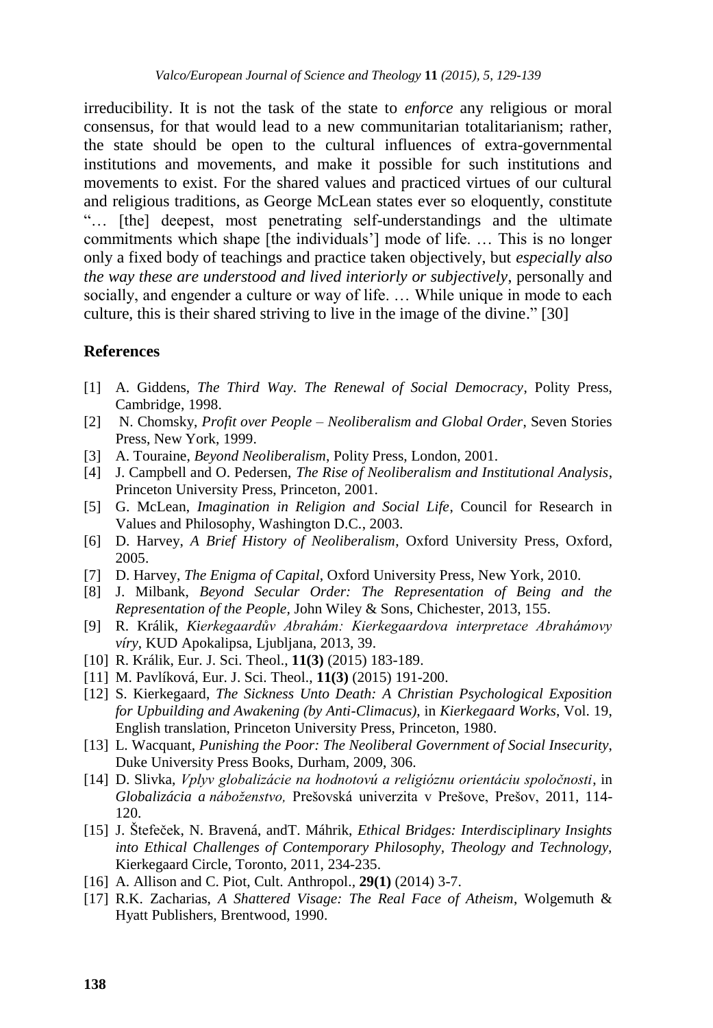irreducibility. It is not the task of the state to *enforce* any religious or moral consensus, for that would lead to a new communitarian totalitarianism; rather, the state should be open to the cultural influences of extra-governmental institutions and movements, and make it possible for such institutions and movements to exist. For the shared values and practiced virtues of our cultural and religious traditions, as George McLean states ever so eloquently, constitute "… [the] deepest, most penetrating self-understandings and the ultimate commitments which shape [the individuals'] mode of life. … This is no longer only a fixed body of teachings and practice taken objectively, but *especially also the way these are understood and lived interiorly or subjectively*, personally and socially, and engender a culture or way of life. … While unique in mode to each culture, this is their shared striving to live in the image of the divine." [30]

## References

[1] A. Giddens, *The Third Way. The Renewal of Social Democracy*, Polity Press, Cambridge, 1998.

[2] N. Chomsky, *Profit over People – Neoliberalism and Global Order*, Seven Stories Press, New York, 1999.

[3] A. Touraine, *Beyond Neoliberalism*, Polity Press, London, 2001.

[4] J. Campbell and O. Pedersen, *The Rise of Neoliberalism and Institutional Analysis*, Princeton University Press, Princeton, 2001.

[5] G. McLean, *Imagination in Religion and Social Life*, Council for Research in Values and Philosophy, Washington D.C., 2003.

[6] D. Harvey, *A Brief History of Neoliberalism*, Oxford University Press, Oxford, 2005.

[7] D. Harvey, *The Enigma of Capital*, Oxford University Press, New York, 2010.

[8] J. Milbank, *Beyond Secular Order: The Representation of Being and the Representation of the People*, John Wiley & Sons, Chichester, 2013, 155.

[9] R. Králik, *Kierkegaardův Abrahám: Kierkegaardova interpretace Abrahámovy víry*, KUD Apokalipsa, Ljubljana, 2013, 39.

[10] R. Králik, Eur. J. Sci. Theol., **11(3)** (2015) 183-189.

[11] M. Pavlíková, Eur. J. Sci. Theol., **11(3)** (2015) 191-200.

[12] S. Kierkegaard, *The Sickness Unto Death: A Christian Psychological Exposition for Upbuilding and Awakening (by Anti-Climacus)*, in *Kierkegaard Works*, Vol. 19, English translation, Princeton University Press, Princeton, 1980.

[13] L. Wacquant, *Punishing the Poor: The Neoliberal Government of Social Insecurity*, Duke University Press Books, Durham, 2009, 306.

[14] D. Slivka, *Vplyv globalizácie na hodnotovú a religióznu orientáciu spoločnosti*, in *Globalizácia a náboženstvo,* Prešovská univerzita v Prešove, Prešov, 2011, 114-120.

[15] J. Štefeček, N. Bravená, andT. Máhrik, *Ethical Bridges: Interdisciplinary Insights into Ethical Challenges of Contemporary Philosophy, Theology and Technology*, Kierkegaard Circle, Toronto, 2011, 234-235.

[16] A. Allison and C. Piot, Cult. Anthropol., **29(1)** (2014) 3-7.

[17] R.K. Zacharias, *A Shattered Visage: The Real Face of Atheism*, Wolgemuth & Hyatt Publishers, Brentwood, 1990.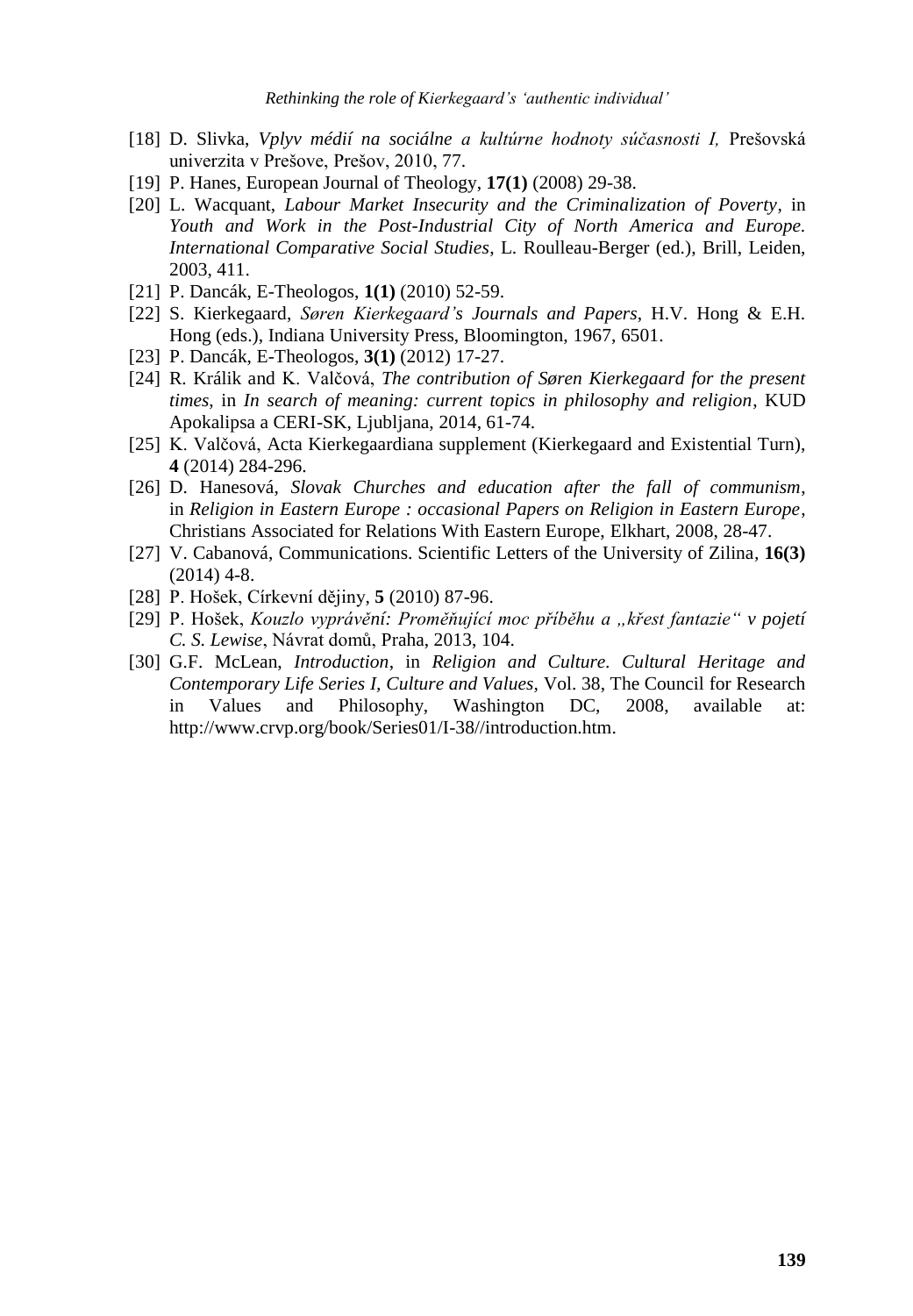[18] D. Slivka, *Vplyv médií na sociálne a kultúrne hodnoty súčasnosti I,* Prešovská univerzita v Prešove, Prešov, 2010, 77.

[19] P. Hanes, European Journal of Theology, **17(1)** (2008) 29-38.

[20] L. Wacquant, *Labour Market Insecurity and the Criminalization of Poverty*, in *Youth and Work in the Post-Industrial City of North America and Europe. International Comparative Social Studies*, L. Roulleau-Berger (ed.), Brill, Leiden, 2003, 411.

[21] P. Dancák, E-Theologos, **1(1)** (2010) 52-59.

[22] S. Kierkegaard, *Søren Kierkegaard's Journals and Papers*, H.V. Hong & E.H. Hong (eds.), Indiana University Press, Bloomington, 1967, 6501.

[23] P. Dancák, E-Theologos, **3(1)** (2012) 17-27.

[24] R. Králik and K. Valčová, *The contribution of Søren Kierkegaard for the present times*, in *In search of meaning: current topics in philosophy and religion*, KUD Apokalipsa a CERI-SK, Ljubljana, 2014, 61-74.

[25] K. Valčová, Acta Kierkegaardiana supplement (Kierkegaard and Existential Turn), **4** (2014) 284-296.

[26] D. Hanesová, *Slovak Churches and education after the fall of communism*, in *Religion in Eastern Europe : occasional Papers on Religion in Eastern Europe*, Christians Associated for Relations With Eastern Europe, Elkhart, 2008, 28-47.

[27] V. Cabanová, Communications. Scientific Letters of the University of Zilina, **16(3)** (2014) 4-8.

[28] P. Hošek, Církevní dějiny, **5** (2010) 87-96.

[29] P. Hošek, *Kouzlo vyprávění: Proměňující moc příběhu a „křest fantazie" v pojetí C. S. Lewise*, Návrat domů, Praha, 2013, 104.

[30] G.F. McLean, *Introduction*, in *Religion and Culture. Cultural Heritage and Contemporary Life Series I, Culture and Values,* Vol. 38, The Council for Research in Values and Philosophy, Washington DC, 2008, available at: http://www.crvp.org/book/Series01/I-38//introduction.htm.